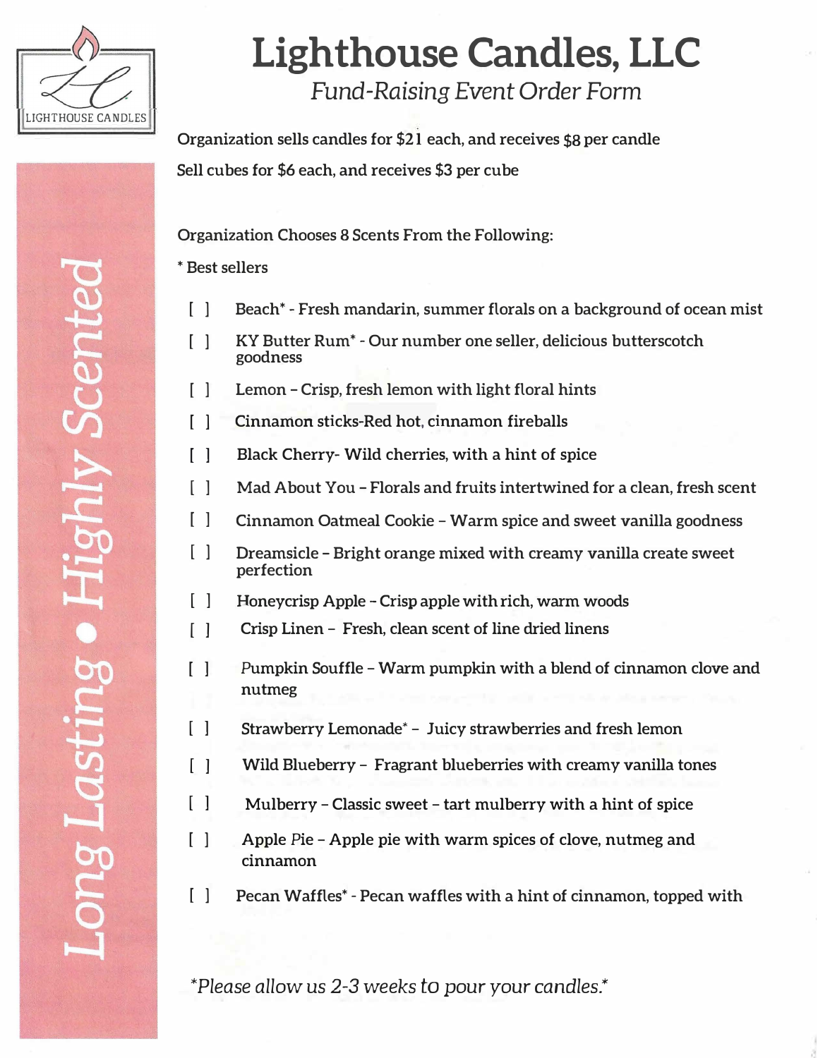LIGHTHOUSE CANDLES

Long Lasting • Highly Scented

# Lighthouse Candles, LLC

*Fund-Raising Event Order Form*

Organization sells candles for $21 each, and receives $8 per candle

Sell cubes for $6 each, and receives $3 per cube

Organization Chooses 8 Scents From the Following:

* Best sellers

- [ ] Beach* - Fresh mandarin, summer florals on a background of ocean mist
- [ ] KY Butter Rum* - Our number one seller, delicious butterscotch goodness
- [ ] Lemon – Crisp, fresh lemon with light floral hints
- [ ] Cinnamon sticks-Red hot, cinnamon fireballs
- [ ] Black Cherry- Wild cherries, with a hint of spice
- [ ] Mad About You – Florals and fruits intertwined for a clean, fresh scent
- [ ] Cinnamon Oatmeal Cookie – Warm spice and sweet vanilla goodness
- [ ] Dreamsicle – Bright orange mixed with creamy vanilla create sweet perfection
- [ ] Honeycrisp Apple – Crisp apple with rich, warm woods
- [ ] Crisp Linen – Fresh, clean scent of line dried linens
- [ ] Pumpkin Souffle – Warm pumpkin with a blend of cinnamon clove and nutmeg
- [ ] Strawberry Lemonade* – Juicy strawberries and fresh lemon
- [ ] Wild Blueberry – Fragrant blueberries with creamy vanilla tones
- [ ] Mulberry – Classic sweet – tart mulberry with a hint of spice
- [ ] Apple Pie – Apple pie with warm spices of clove, nutmeg and cinnamon
- [ ] Pecan Waffles* - Pecan waffles with a hint of cinnamon, topped with

*\*Please allow us 2-3 weeks to pour your candles.\**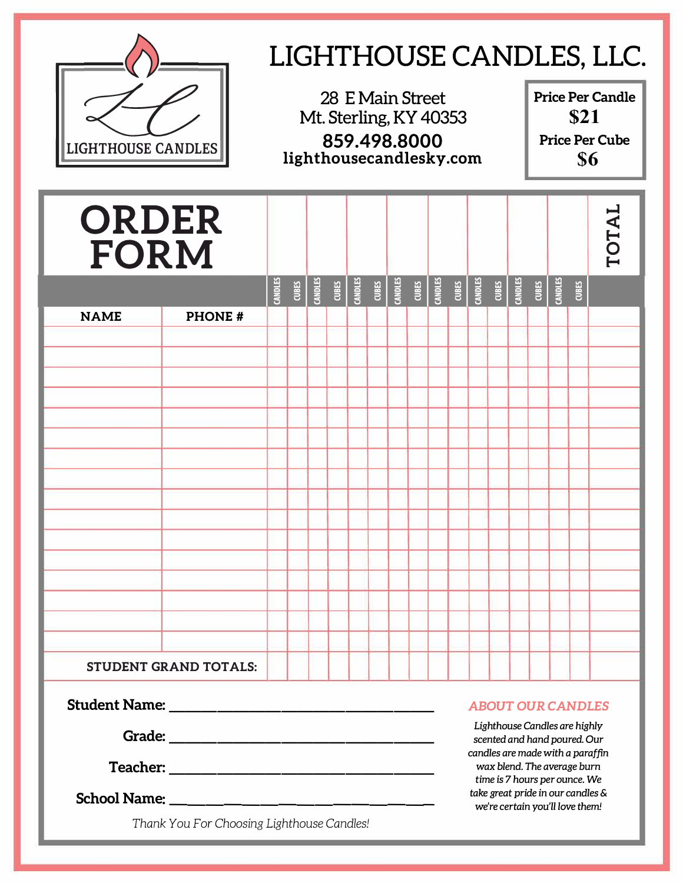LIGHTHOUSE CANDLES

# LIGHTHOUSE CANDLES, LLC.

28 E Main Street
Mt. Sterling, KY 40353

**859.498.8000**
**lighthousecandlesky.com**

**Price Per Candle**
**$21**
**Price Per Cube**
**$6**

# ORDER FORM

| NAME | PHONE # | CANDLES | CUBES | CANDLES | CUBES | CANDLES | CUBES | CANDLES | CUBES | CANDLES | CUBES | CANDLES | CUBES | CANDLES | CUBES | CANDLES | CUBES | TOTAL |
|---|---|---|---|---|---|---|---|---|---|---|---|---|---|---|---|---|---|---|
| | | | | | | | | | | | | | | | | | | |
| | | | | | | | | | | | | | | | | | | |
| | | | | | | | | | | | | | | | | | | |
| | | | | | | | | | | | | | | | | | | |
| | | | | | | | | | | | | | | | | | | |
| | | | | | | | | | | | | | | | | | | |
| | | | | | | | | | | | | | | | | | | |
| | | | | | | | | | | | | | | | | | | |
| | | | | | | | | | | | | | | | | | | |
| | | | | | | | | | | | | | | | | | | |
| | | | | | | | | | | | | | | | | | | |
| | | | | | | | | | | | | | | | | | | |
| | | | | | | | | | | | | | | | | | | |
| | | | | | | | | | | | | | | | | | | |
| | | | | | | | | | | | | | | | | | | |
| | | | | | | | | | | | | | | | | | | |
| **STUDENT GRAND TOTALS:** | | | | | | | | | | | | | | | | | | |

**Student Name:** ________________________________

**Grade:** ________________________________

**Teacher:** ________________________________

**School Name:** ________________________________

*Thank You For Choosing Lighthouse Candles!*

***ABOUT OUR CANDLES***

*Lighthouse Candles are highly scented and hand poured. Our candles are made with a paraffin wax blend. The average burn time is 7 hours per ounce. We take great pride in our candles & we're certain you'll love them!*